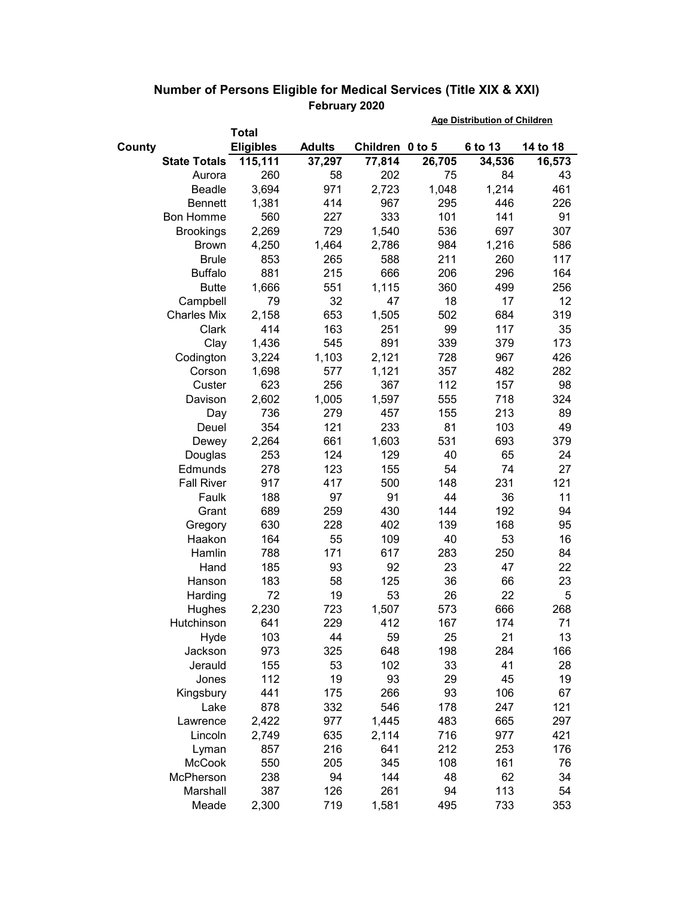## Number of Persons Eligible for Medical Services (Title XIX & XXI)

**February 2020**

| County | Total Eligibles | Adults | Children | Age Distribution of Children | | |
|---|---|---|---|---|---|---|
| | | | | 0 to 5 | 6 to 13 | 14 to 18 |
| **State Totals** | **115,111** | **37,297** | **77,814** | **26,705** | **34,536** | **16,573** |
| Aurora | 260 | 58 | 202 | 75 | 84 | 43 |
| Beadle | 3,694 | 971 | 2,723 | 1,048 | 1,214 | 461 |
| Bennett | 1,381 | 414 | 967 | 295 | 446 | 226 |
| Bon Homme | 560 | 227 | 333 | 101 | 141 | 91 |
| Brookings | 2,269 | 729 | 1,540 | 536 | 697 | 307 |
| Brown | 4,250 | 1,464 | 2,786 | 984 | 1,216 | 586 |
| Brule | 853 | 265 | 588 | 211 | 260 | 117 |
| Buffalo | 881 | 215 | 666 | 206 | 296 | 164 |
| Butte | 1,666 | 551 | 1,115 | 360 | 499 | 256 |
| Campbell | 79 | 32 | 47 | 18 | 17 | 12 |
| Charles Mix | 2,158 | 653 | 1,505 | 502 | 684 | 319 |
| Clark | 414 | 163 | 251 | 99 | 117 | 35 |
| Clay | 1,436 | 545 | 891 | 339 | 379 | 173 |
| Codington | 3,224 | 1,103 | 2,121 | 728 | 967 | 426 |
| Corson | 1,698 | 577 | 1,121 | 357 | 482 | 282 |
| Custer | 623 | 256 | 367 | 112 | 157 | 98 |
| Davison | 2,602 | 1,005 | 1,597 | 555 | 718 | 324 |
| Day | 736 | 279 | 457 | 155 | 213 | 89 |
| Deuel | 354 | 121 | 233 | 81 | 103 | 49 |
| Dewey | 2,264 | 661 | 1,603 | 531 | 693 | 379 |
| Douglas | 253 | 124 | 129 | 40 | 65 | 24 |
| Edmunds | 278 | 123 | 155 | 54 | 74 | 27 |
| Fall River | 917 | 417 | 500 | 148 | 231 | 121 |
| Faulk | 188 | 97 | 91 | 44 | 36 | 11 |
| Grant | 689 | 259 | 430 | 144 | 192 | 94 |
| Gregory | 630 | 228 | 402 | 139 | 168 | 95 |
| Haakon | 164 | 55 | 109 | 40 | 53 | 16 |
| Hamlin | 788 | 171 | 617 | 283 | 250 | 84 |
| Hand | 185 | 93 | 92 | 23 | 47 | 22 |
| Hanson | 183 | 58 | 125 | 36 | 66 | 23 |
| Harding | 72 | 19 | 53 | 26 | 22 | 5 |
| Hughes | 2,230 | 723 | 1,507 | 573 | 666 | 268 |
| Hutchinson | 641 | 229 | 412 | 167 | 174 | 71 |
| Hyde | 103 | 44 | 59 | 25 | 21 | 13 |
| Jackson | 973 | 325 | 648 | 198 | 284 | 166 |
| Jerauld | 155 | 53 | 102 | 33 | 41 | 28 |
| Jones | 112 | 19 | 93 | 29 | 45 | 19 |
| Kingsbury | 441 | 175 | 266 | 93 | 106 | 67 |
| Lake | 878 | 332 | 546 | 178 | 247 | 121 |
| Lawrence | 2,422 | 977 | 1,445 | 483 | 665 | 297 |
| Lincoln | 2,749 | 635 | 2,114 | 716 | 977 | 421 |
| Lyman | 857 | 216 | 641 | 212 | 253 | 176 |
| McCook | 550 | 205 | 345 | 108 | 161 | 76 |
| McPherson | 238 | 94 | 144 | 48 | 62 | 34 |
| Marshall | 387 | 126 | 261 | 94 | 113 | 54 |
| Meade | 2,300 | 719 | 1,581 | 495 | 733 | 353 |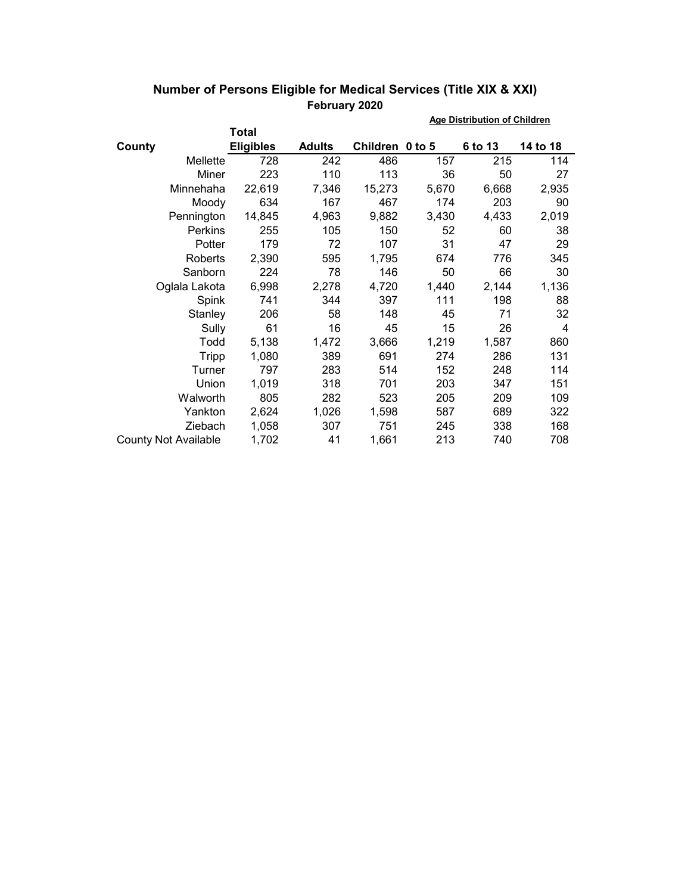**Number of Persons Eligible for Medical Services (Title XIX & XXI)**

**February 2020**

| County | Total Eligibles | Adults | Children | Age Distribution of Children: 0 to 5 | 6 to 13 | 14 to 18 |
|---|---|---|---|---|---|---|
| Mellette | 728 | 242 | 486 | 157 | 215 | 114 |
| Miner | 223 | 110 | 113 | 36 | 50 | 27 |
| Minnehaha | 22,619 | 7,346 | 15,273 | 5,670 | 6,668 | 2,935 |
| Moody | 634 | 167 | 467 | 174 | 203 | 90 |
| Pennington | 14,845 | 4,963 | 9,882 | 3,430 | 4,433 | 2,019 |
| Perkins | 255 | 105 | 150 | 52 | 60 | 38 |
| Potter | 179 | 72 | 107 | 31 | 47 | 29 |
| Roberts | 2,390 | 595 | 1,795 | 674 | 776 | 345 |
| Sanborn | 224 | 78 | 146 | 50 | 66 | 30 |
| Oglala Lakota | 6,998 | 2,278 | 4,720 | 1,440 | 2,144 | 1,136 |
| Spink | 741 | 344 | 397 | 111 | 198 | 88 |
| Stanley | 206 | 58 | 148 | 45 | 71 | 32 |
| Sully | 61 | 16 | 45 | 15 | 26 | 4 |
| Todd | 5,138 | 1,472 | 3,666 | 1,219 | 1,587 | 860 |
| Tripp | 1,080 | 389 | 691 | 274 | 286 | 131 |
| Turner | 797 | 283 | 514 | 152 | 248 | 114 |
| Union | 1,019 | 318 | 701 | 203 | 347 | 151 |
| Walworth | 805 | 282 | 523 | 205 | 209 | 109 |
| Yankton | 2,624 | 1,026 | 1,598 | 587 | 689 | 322 |
| Ziebach | 1,058 | 307 | 751 | 245 | 338 | 168 |
| County Not Available | 1,702 | 41 | 1,661 | 213 | 740 | 708 |